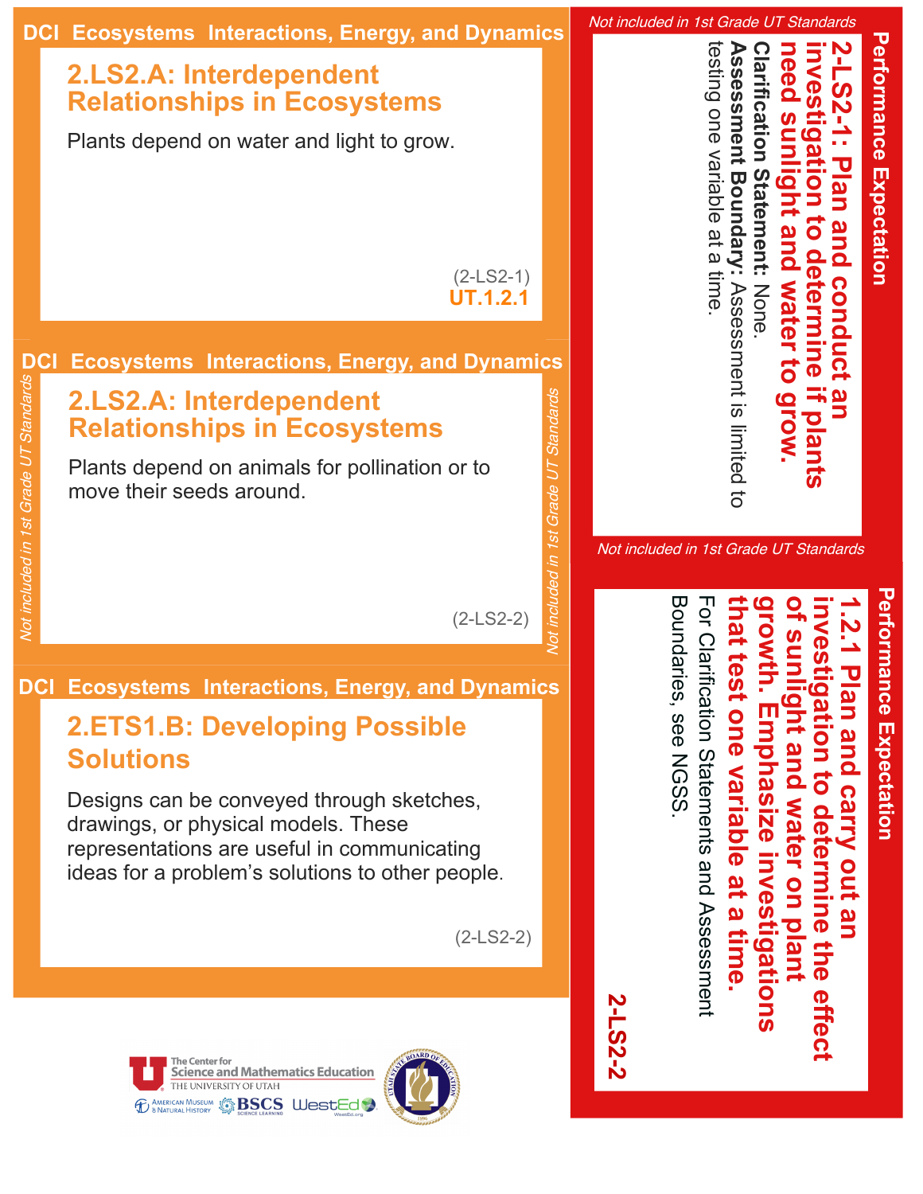## DCI Ecosystems Interactions, Energy, and Dynamics

### 2.LS2.A: Interdependent Relationships in Ecosystems

Plants depend on water and light to grow.

(2-LS2-1)
**UT.1.2.1**

## DCI Ecosystems Interactions, Energy, and Dynamics

*Not included in 1st Grade UT Standards*

### 2.LS2.A: Interdependent Relationships in Ecosystems

Plants depend on animals for pollination or to move their seeds around.

(2-LS2-2)

*Not included in 1st Grade UT Standards*

## DCI Ecosystems Interactions, Energy, and Dynamics

### 2.ETS1.B: Developing Possible Solutions

Designs can be conveyed through sketches, drawings, or physical models. These representations are useful in communicating ideas for a problem's solutions to other people.

(2-LS2-2)

## Performance Expectation

*Not included in 1st Grade UT Standards*

**2-LS2-1: Plan and conduct an investigation to determine if plants need sunlight and water to grow.**

**Clarification Statement:** None.

**Assessment Boundary:** Assessment is limited to testing one variable at a time.

*Not included in 1st Grade UT Standards*

## Performance Expectation

**1.2.1 Plan and carry out an investigation to determine the effect of sunlight and water on plant growth. Emphasize investigations that test one variable at a time.**

For Clarification Statements and Assessment Boundaries, see NGSS.

**2-LS2-2**

The Center for Science and Mathematics Education, The University of Utah
American Museum & Natural History · BSCS Science Learning · WestEd (WestEd.org) · Utah State Board of Education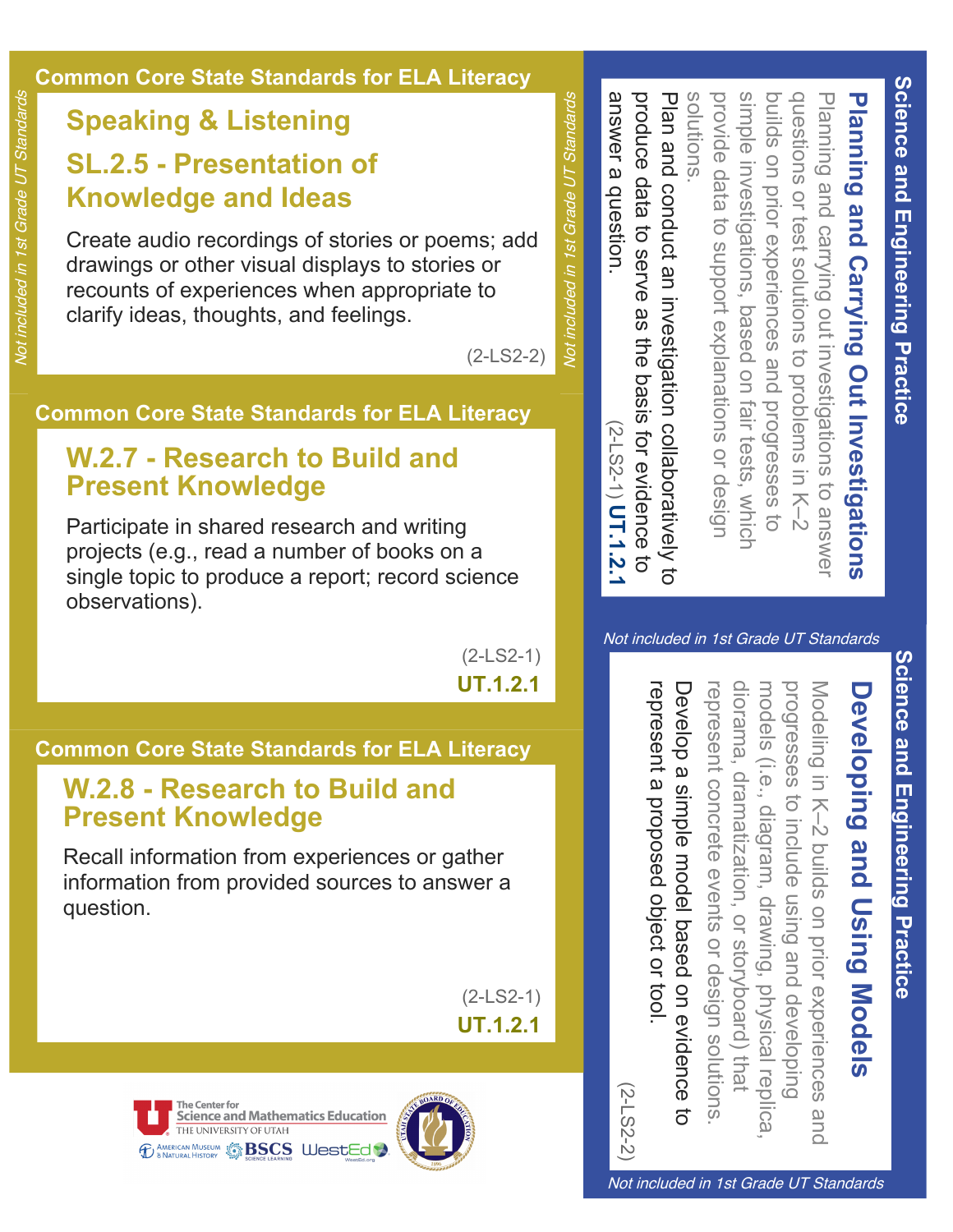## Common Core State Standards for ELA Literacy

*Not included in 1st Grade UT Standards*

### Speaking & Listening

### SL.2.5 - Presentation of Knowledge and Ideas

Create audio recordings of stories or poems; add drawings or other visual displays to stories or recounts of experiences when appropriate to clarify ideas, thoughts, and feelings.

(2-LS2-2)

## Common Core State Standards for ELA Literacy

### W.2.7 - Research to Build and Present Knowledge

Participate in shared research and writing projects (e.g., read a number of books on a single topic to produce a report; record science observations).

(2-LS2-1)
**UT.1.2.1**

## Common Core State Standards for ELA Literacy

### W.2.8 - Research to Build and Present Knowledge

Recall information from experiences or gather information from provided sources to answer a question.

(2-LS2-1)
**UT.1.2.1**

## Science and Engineering Practice

*Not included in 1st Grade UT Standards*

### Planning and Carrying Out Investigations

Planning and carrying out investigations to answer questions or test solutions to problems in K–2 builds on prior experiences and progresses to simple investigations, based on fair tests, which provide data to support explanations or design solutions.

Plan and conduct an investigation collaboratively to produce data to serve as the basis for evidence to answer a question.

(2-LS2-1) **UT.1.2.1**

## Science and Engineering Practice

*Not included in 1st Grade UT Standards*

### Developing and Using Models

Modeling in K–2 builds on prior experiences and progresses to include using and developing models (i.e., diagram, drawing, physical replica, diorama, dramatization, or storyboard) that represent concrete events or design solutions.

Develop a simple model based on evidence to represent a proposed object or tool.

(2-LS2-2)

*Not included in 1st Grade UT Standards*

The Center for Science and Mathematics Education, The University of Utah | American Museum of Natural History | BSCS Science Learning | WestEd | Utah State Board of Education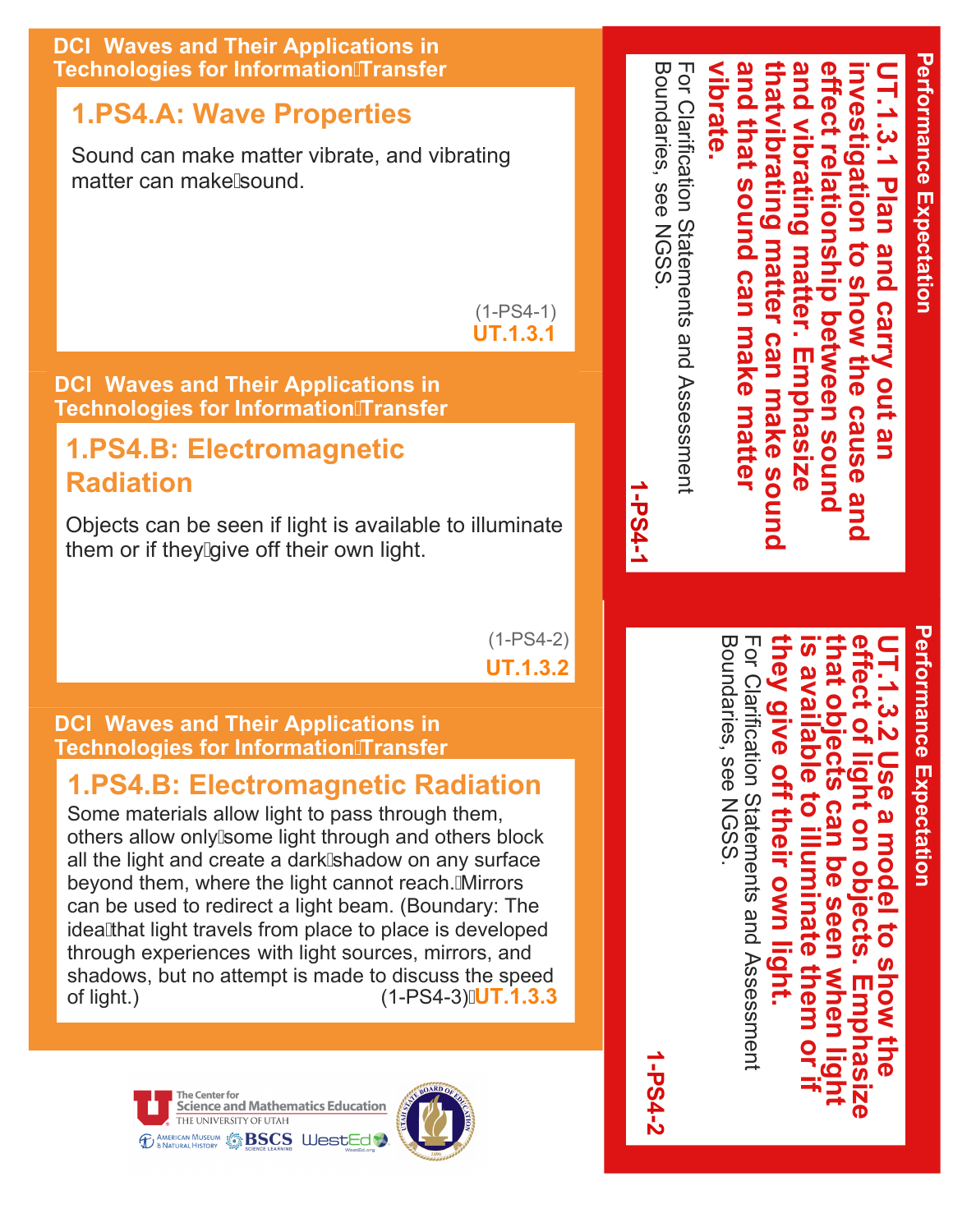## DCI Waves and Their Applications in Technologies for Information Transfer

### 1.PS4.A: Wave Properties

Sound can make matter vibrate, and vibrating matter can make sound.

(1-PS4-1)
**UT.1.3.1**

## DCI Waves and Their Applications in Technologies for Information Transfer

### 1.PS4.B: Electromagnetic Radiation

Objects can be seen if light is available to illuminate them or if they give off their own light.

(1-PS4-2)
**UT.1.3.2**

## DCI Waves and Their Applications in Technologies for Information Transfer

### 1.PS4.B: Electromagnetic Radiation

Some materials allow light to pass through them, others allow only some light through and others block all the light and create a dark shadow on any surface beyond them, where the light cannot reach. Mirrors can be used to redirect a light beam. (Boundary: The idea that light travels from place to place is developed through experiences with light sources, mirrors, and shadows, but no attempt is made to discuss the speed of light.) (1-PS4-3) **UT.1.3.3**

## Performance Expectation

**UT.1.3.1 Plan and carry out an investigation to show the cause and effect relationship between sound and vibrating matter. Emphasize that vibrating matter can make sound and that sound can make matter vibrate.**

For Clarification Statements and Assessment Boundaries, see NGSS.

**1-PS4-1**

## Performance Expectation

**UT.1.3.2 Use a model to show the effect of light on objects. Emphasize that objects can be seen when light is available to illuminate them or if they give off their own light.**

For Clarification Statements and Assessment Boundaries, see NGSS.

**1-PS4-2**

The Center for Science and Mathematics Education, The University of Utah
American Museum & Natural History · BSCS Science Learning · WestEd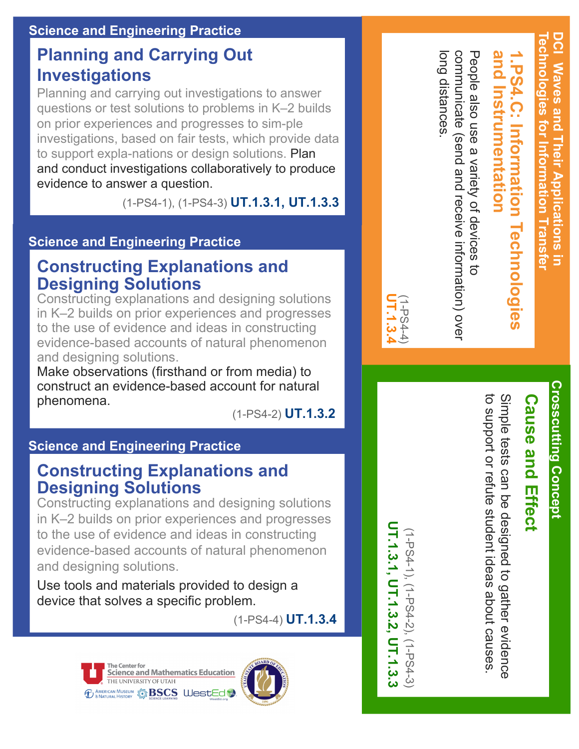## Science and Engineering Practice

### Planning and Carrying Out Investigations

Planning and carrying out investigations to answer questions or test solutions to problems in K–2 builds on prior experiences and progresses to sim-ple investigations, based on fair tests, which provide data to support expla-nations or design solutions. Plan and conduct investigations collaboratively to produce evidence to answer a question.

(1-PS4-1), (1-PS4-3) **UT.1.3.1, UT.1.3.3**

## Science and Engineering Practice

### Constructing Explanations and Designing Solutions

Constructing explanations and designing solutions in K–2 builds on prior experiences and progresses to the use of evidence and ideas in constructing evidence-based accounts of natural phenomenon and designing solutions.

Make observations (firsthand or from media) to construct an evidence-based account for natural phenomena.

(1-PS4-2) **UT.1.3.2**

## Science and Engineering Practice

### Constructing Explanations and Designing Solutions

Constructing explanations and designing solutions in K–2 builds on prior experiences and progresses to the use of evidence and ideas in constructing evidence-based accounts of natural phenomenon and designing solutions.

Use tools and materials provided to design a device that solves a specific problem.

(1-PS4-4) **UT.1.3.4**

## DCI Waves and Their Applications in Technologies for Information Transfer

### 1.PS4.C: Information Technologies and Instrumentation

People also use a variety of devices to communicate (send and receive information) over long distances.

(1-PS4-4) **UT.1.3.4**

## Crosscutting Concept

### Cause and Effect

Simple tests can be designed to gather evidence to support or refute student ideas about causes.

(1-PS4-1), (1-PS4-2), (1-PS4-3) **UT.1.3.1, UT.1.3.2, UT.1.3.3**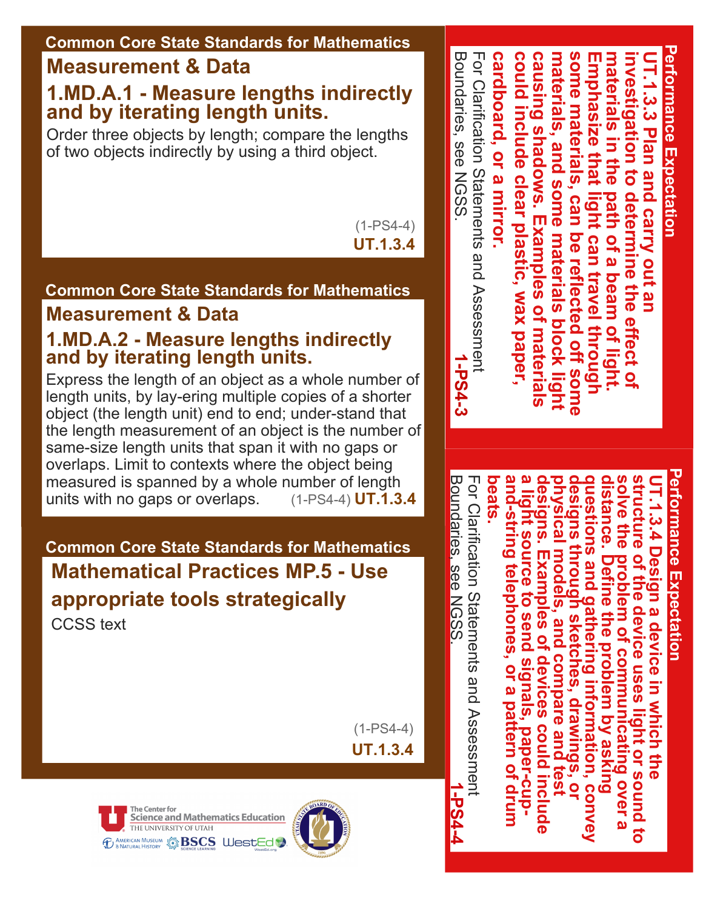## Common Core State Standards for Mathematics

### Measurement & Data

### 1.MD.A.1 - Measure lengths indirectly and by iterating length units.

Order three objects by length; compare the lengths of two objects indirectly by using a third object.

(1-PS4-4)
**UT.1.3.4**

## Common Core State Standards for Mathematics

### Measurement & Data

### 1.MD.A.2 - Measure lengths indirectly and by iterating length units.

Express the length of an object as a whole number of length units, by lay-ering multiple copies of a shorter object (the length unit) end to end; under-stand that the length measurement of an object is the number of same-size length units that span it with no gaps or overlaps. Limit to contexts where the object being measured is spanned by a whole number of length units with no gaps or overlaps. (1-PS4-4) **UT.1.3.4**

## Common Core State Standards for Mathematics

### Mathematical Practices MP.5 - Use appropriate tools strategically

CCSS text

(1-PS4-4)
**UT.1.3.4**

## Performance Expectation

**UT.1.3.3 Plan and carry out an investigation to determine the effect of materials in the path of a beam of light. Emphasize that light can travel through some materials, can be reflected off some materials, and some materials block light causing shadows. Examples of materials could include clear plastic, wax paper, cardboard, or a mirror.**

For Clarification Statements and Assessment Boundaries, see NGSS.

**1-PS4-3**

## Performance Expectation

**UT.1.3.4 Design a device in which the structure of the device uses light or sound to solve the problem of communicating over a distance. Define the problem by asking questions and gathering information, convey designs through sketches, drawings, or physical models, and compare and test designs. Examples of devices could include a light source to send signals, paper-cup-and-string telephones, or a pattern of drum beats.**

For Clarification Statements and Assessment Boundaries, see NGSS.

**1-PS4-4**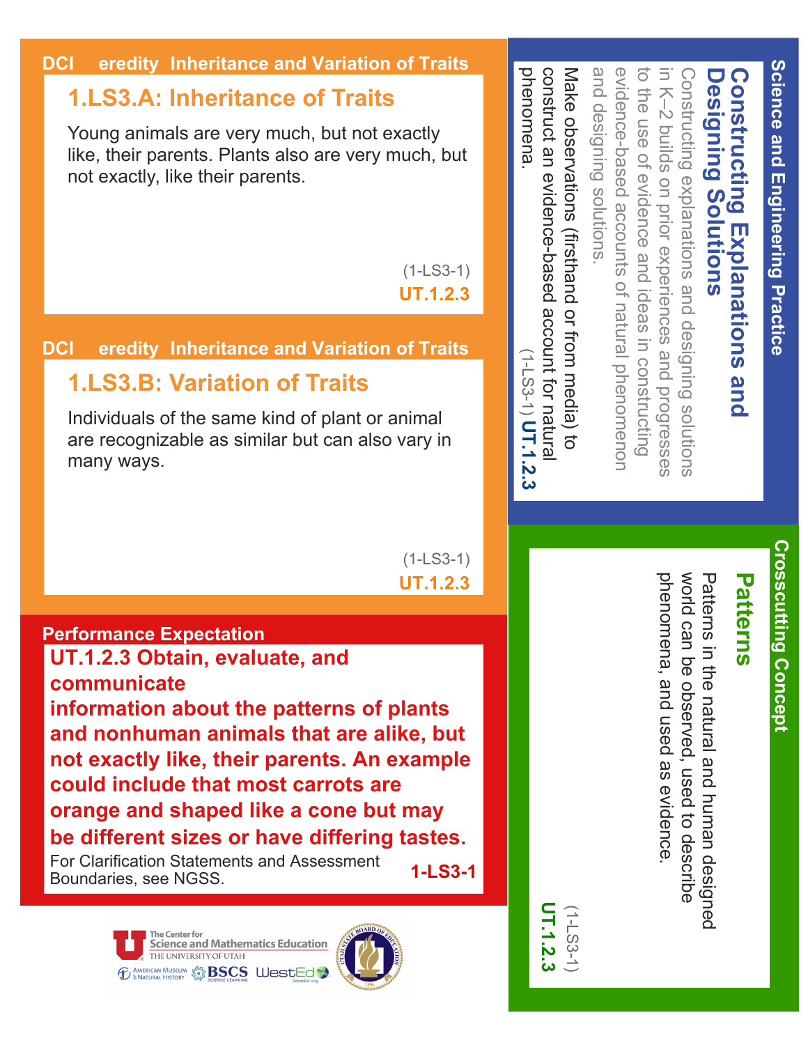## DCI eredity Inheritance and Variation of Traits

### 1.LS3.A: Inheritance of Traits

Young animals are very much, but not exactly like, their parents. Plants also are very much, but not exactly, like their parents.

(1-LS3-1)
**UT.1.2.3**

## DCI eredity Inheritance and Variation of Traits

### 1.LS3.B: Variation of Traits

Individuals of the same kind of plant or animal are recognizable as similar but can also vary in many ways.

(1-LS3-1)
**UT.1.2.3**

## Performance Expectation

**UT.1.2.3 Obtain, evaluate, and communicate information about the patterns of plants and nonhuman animals that are alike, but not exactly like, their parents. An example could include that most carrots are orange and shaped like a cone but may be different sizes or have differing tastes.**

For Clarification Statements and Assessment Boundaries, see NGSS. **1-LS3-1**

## Science and Engineering Practice

### Constructing Explanations and Designing Solutions

Constructing explanations and designing solutions in K–2 builds on prior experiences and progresses to the use of evidence and ideas in constructing evidence-based accounts of natural phenomenon and designing solutions.

Make observations (firsthand or from media) to construct an evidence-based account for natural phenomena.

(1-LS3-1) **UT.1.2.3**

## Crosscutting Concept

### Patterns

Patterns in the natural and human designed world can be observed, used to describe phenomena, and used as evidence.

(1-LS3-1)
**UT.1.2.3**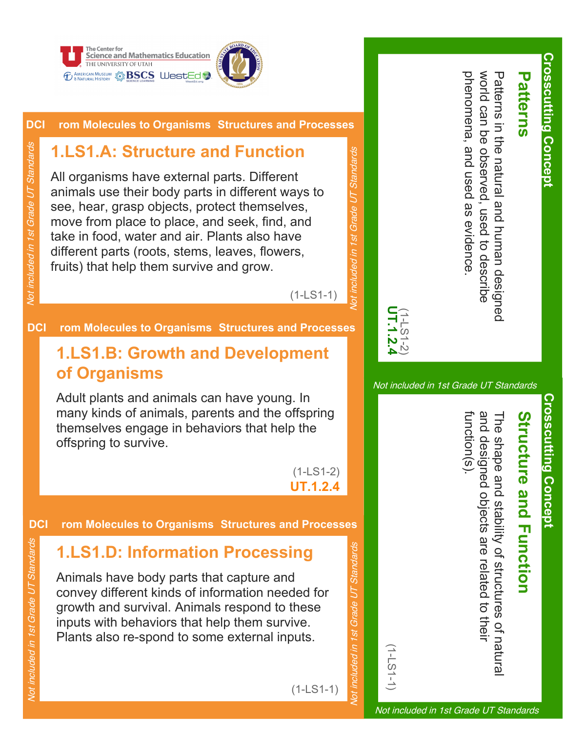The Center for Science and Mathematics Education, The University of Utah

American Museum of Natural History · BSCS Science Learning · WestEd

**DCI rom Molecules to Organisms Structures and Processes**

*Not included in 1st Grade UT Standards*

## 1.LS1.A: Structure and Function

All organisms have external parts. Different animals use their body parts in different ways to see, hear, grasp objects, protect themselves, move from place to place, and seek, find, and take in food, water and air. Plants also have different parts (roots, stems, leaves, flowers, fruits) that help them survive and grow.

(1-LS1-1)

**DCI rom Molecules to Organisms Structures and Processes**

## 1.LS1.B: Growth and Development of Organisms

Adult plants and animals can have young. In many kinds of animals, parents and the offspring themselves engage in behaviors that help the offspring to survive.

(1-LS1-2)
**UT.1.2.4**

**DCI rom Molecules to Organisms Structures and Processes**

*Not included in 1st Grade UT Standards*

## 1.LS1.D: Information Processing

Animals have body parts that capture and convey different kinds of information needed for growth and survival. Animals respond to these inputs with behaviors that help them survive. Plants also re-spond to some external inputs.

(1-LS1-1)

**Crosscutting Concept**

## Patterns

Patterns in the natural and human designed world can be observed, used to describe phenomena, and used as evidence.

(1-LS1-2)
**UT.1.2.4**

*Not included in 1st Grade UT Standards*

**Crosscutting Concept**

## Structure and Function

The shape and stability of structures of natural and designed objects are related to their function(s).

(1-LS1-1)

*Not included in 1st Grade UT Standards*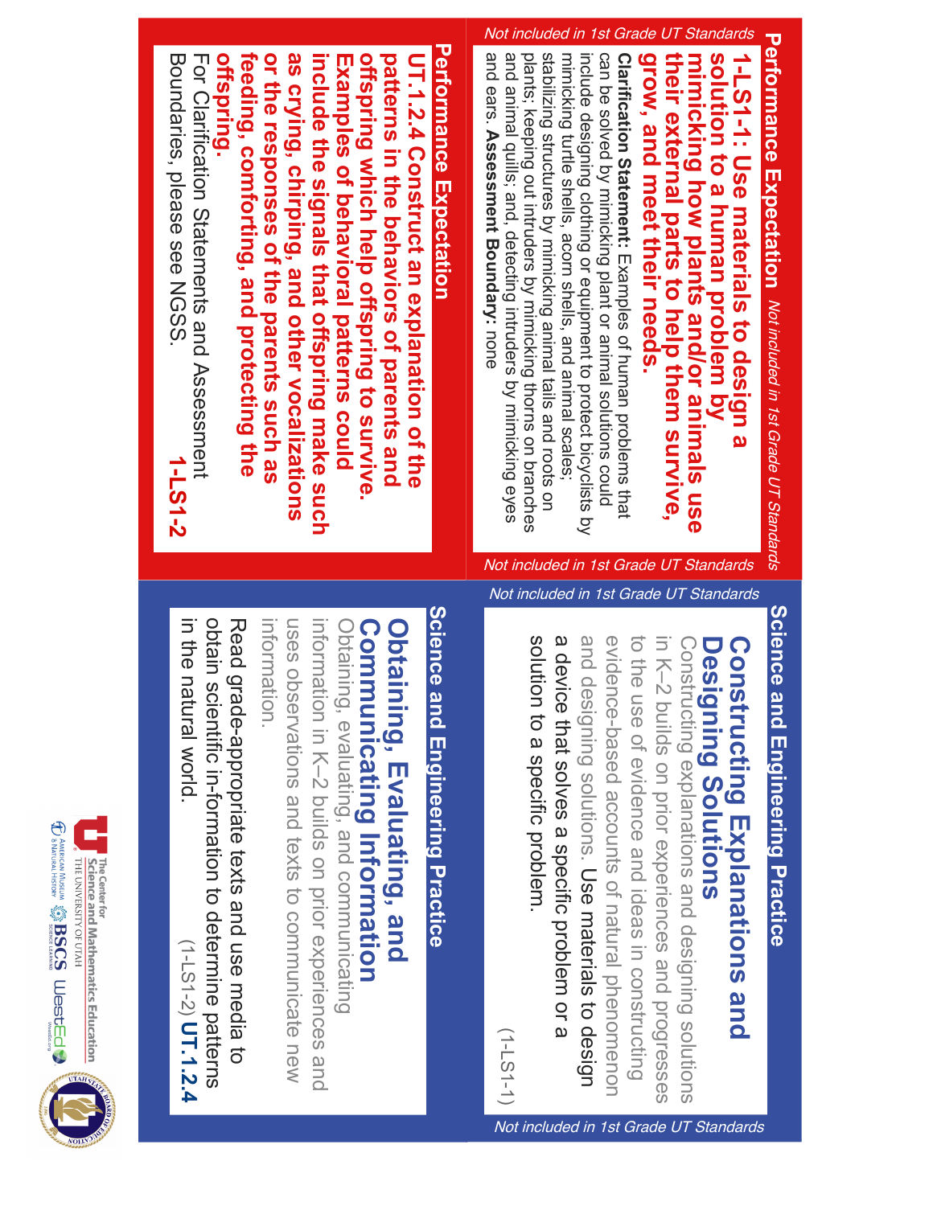## Performance Expectation

*Not included in 1st Grade UT Standards*

**1-LS1-1: Use materials to design a solution to a human problem by mimicking how plants and/or animals use their external parts to help them survive, grow, and meet their needs.**

**Clarification Statement:** Examples of human problems that can be solved by mimicking plant or animal solutions could include designing clothing or equipment to protect bicyclists by mimicking turtle shells, acorn shells, and animal scales; stabilizing structures by mimicking animal tails and roots on plants; keeping out intruders by mimicking thorns on branches and animal quills; and, detecting intruders by mimicking eyes and ears. **Assessment Boundary:** none

*Not included in 1st Grade UT Standards*

*Not included in 1st Grade UT Standards*

## Science and Engineering Practice

### Constructing Explanations and Designing Solutions

Constructing explanations and designing solutions in K–2 builds on prior experiences and progresses to the use of evidence and ideas in constructing evidence-based accounts of natural phenomenon and designing solutions. Use materials to design a device that solves a specific problem or a solution to a specific problem.

(1-LS1-1)

*Not included in 1st Grade UT Standards*

## Performance Expectation

**UT.1.2.4 Construct an explanation of the patterns in the behaviors of parents and offspring which help offspring to survive. Examples of behavioral patterns could include the signals that offspring make such as crying, chirping, and other vocalizations or the responses of the parents such as feeding, comforting, and protecting the offspring.**

For Clarification Statements and Assessment Boundaries, please see NGSS.

**1-LS1-2**

## Science and Engineering Practice

### Obtaining, Evaluating, and Communicating Information

Obtaining, evaluating, and communicating information in K–2 builds on prior experiences and uses observations and texts to communicate new information.

Read grade-appropriate texts and use media to obtain scientific in-formation to determine patterns in the natural world.

(1-LS1-2) **UT.1.2.4**

The Center for Science and Mathematics Education, The University of Utah

American Museum of Natural History | BSCS Science Learning | WestEd | Utah State Board of Education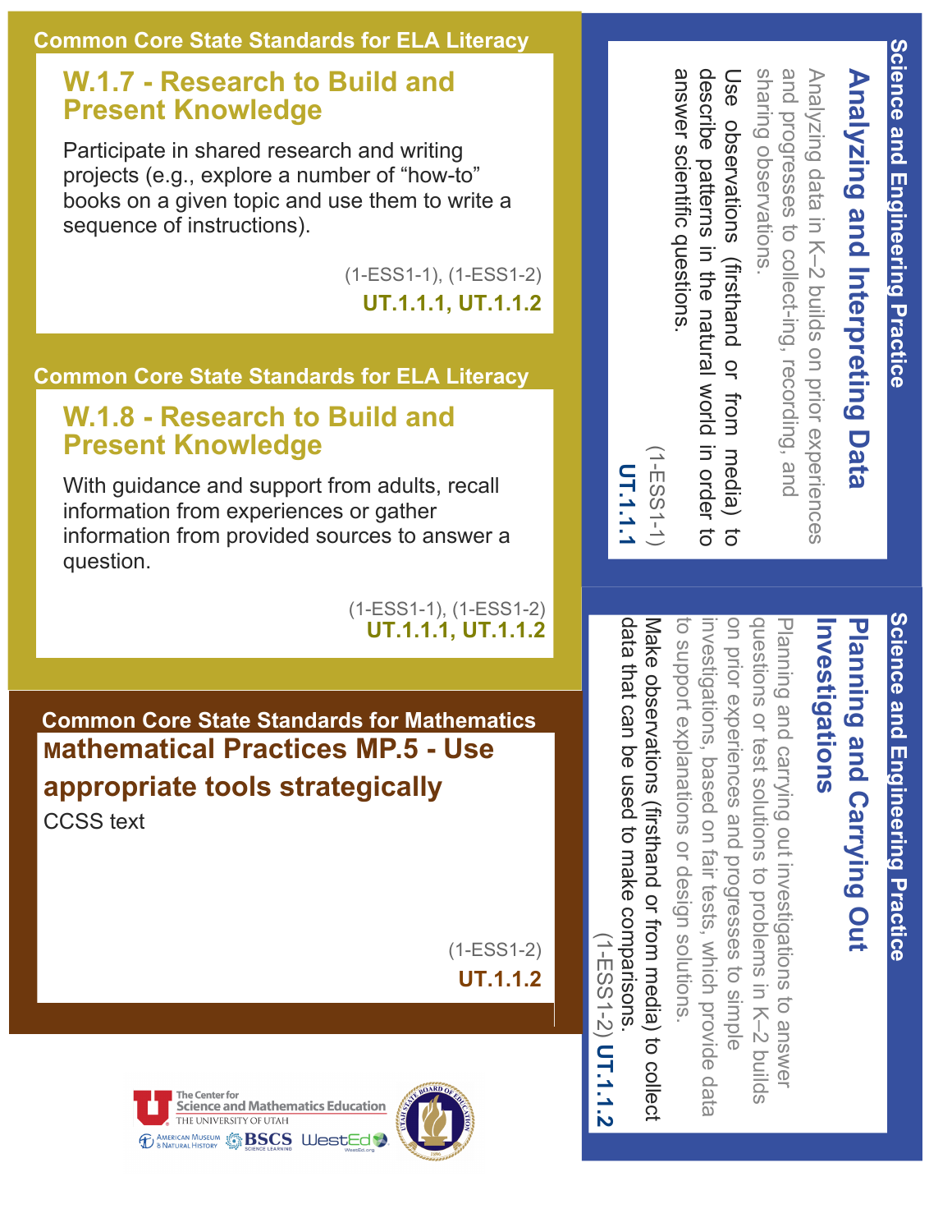## Common Core State Standards for ELA Literacy

### W.1.7 - Research to Build and Present Knowledge

Participate in shared research and writing projects (e.g., explore a number of "how-to" books on a given topic and use them to write a sequence of instructions).

(1-ESS1-1), (1-ESS1-2)
**UT.1.1.1, UT.1.1.2**

## Common Core State Standards for ELA Literacy

### W.1.8 - Research to Build and Present Knowledge

With guidance and support from adults, recall information from experiences or gather information from provided sources to answer a question.

(1-ESS1-1), (1-ESS1-2)
**UT.1.1.1, UT.1.1.2**

## Common Core State Standards for Mathematics

### Mathematical Practices MP.5 - Use appropriate tools strategically

CCSS text

(1-ESS1-2)
**UT.1.1.2**

## Science and Engineering Practice

### Analyzing and Interpreting Data

Analyzing data in K–2 builds on prior experiences and progresses to collect-ing, recording, and sharing observations.

Use observations (firsthand or from media) to describe patterns in the natural world in order to answer scientific questions.

(1-ESS1-1)
**UT.1.1.1**

## Science and Engineering Practice

### Planning and Carrying Out Investigations

Planning and carrying out investigations to answer questions or test solutions to problems in K–2 builds on prior experiences and progresses to simple investigations, based on fair tests, which provide data to support explanations or design solutions.

Make observations (firsthand or from media) to collect data that can be used to make comparisons.

(1-ESS1-2) **UT.1.1.2**

The Center for Science and Mathematics Education, The University of Utah
American Museum of Natural History | BSCS Science Learning | WestEd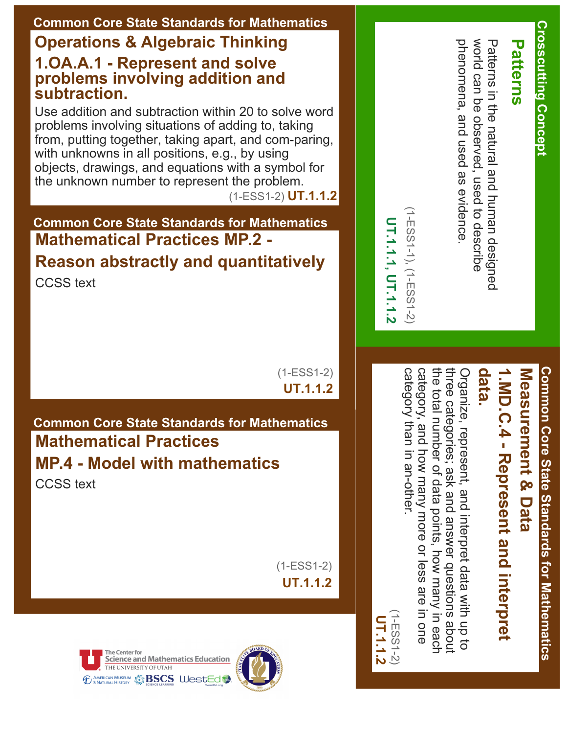## Common Core State Standards for Mathematics

### Operations & Algebraic Thinking

### 1.OA.A.1 - Represent and solve problems involving addition and subtraction.

Use addition and subtraction within 20 to solve word problems involving situations of adding to, taking from, putting together, taking apart, and com-paring, with unknowns in all positions, e.g., by using objects, drawings, and equations with a symbol for the unknown number to represent the problem.

(1-ESS1-2) **UT.1.1.2**

## Common Core State Standards for Mathematics

### Mathematical Practices MP.2 - Reason abstractly and quantitatively

CCSS text

(1-ESS1-2)
**UT.1.1.2**

## Common Core State Standards for Mathematics

### Mathematical Practices MP.4 - Model with mathematics

CCSS text

(1-ESS1-2)
**UT.1.1.2**

## Crosscutting Concept

### Patterns

Patterns in the natural and human designed world can be observed, used to describe phenomena, and used as evidence.

(1-ESS1-1), (1-ESS1-2)
**UT.1.1.1, UT.1.1.2**

## Common Core State Standards for Mathematics

### Measurement & Data

### 1.MD.C.4 - Represent and interpret data.

Organize, represent, and interpret data with up to three categories; ask and answer questions about the total number of data points, how many in each category, and how many more or less are in one category than in an-other.

(1-ESS1-2)
**UT.1.1.2**

The Center for Science and Mathematics Education, The University of Utah
American Museum of Natural History | BSCS Science Learning | WestEd | Utah State Board of Education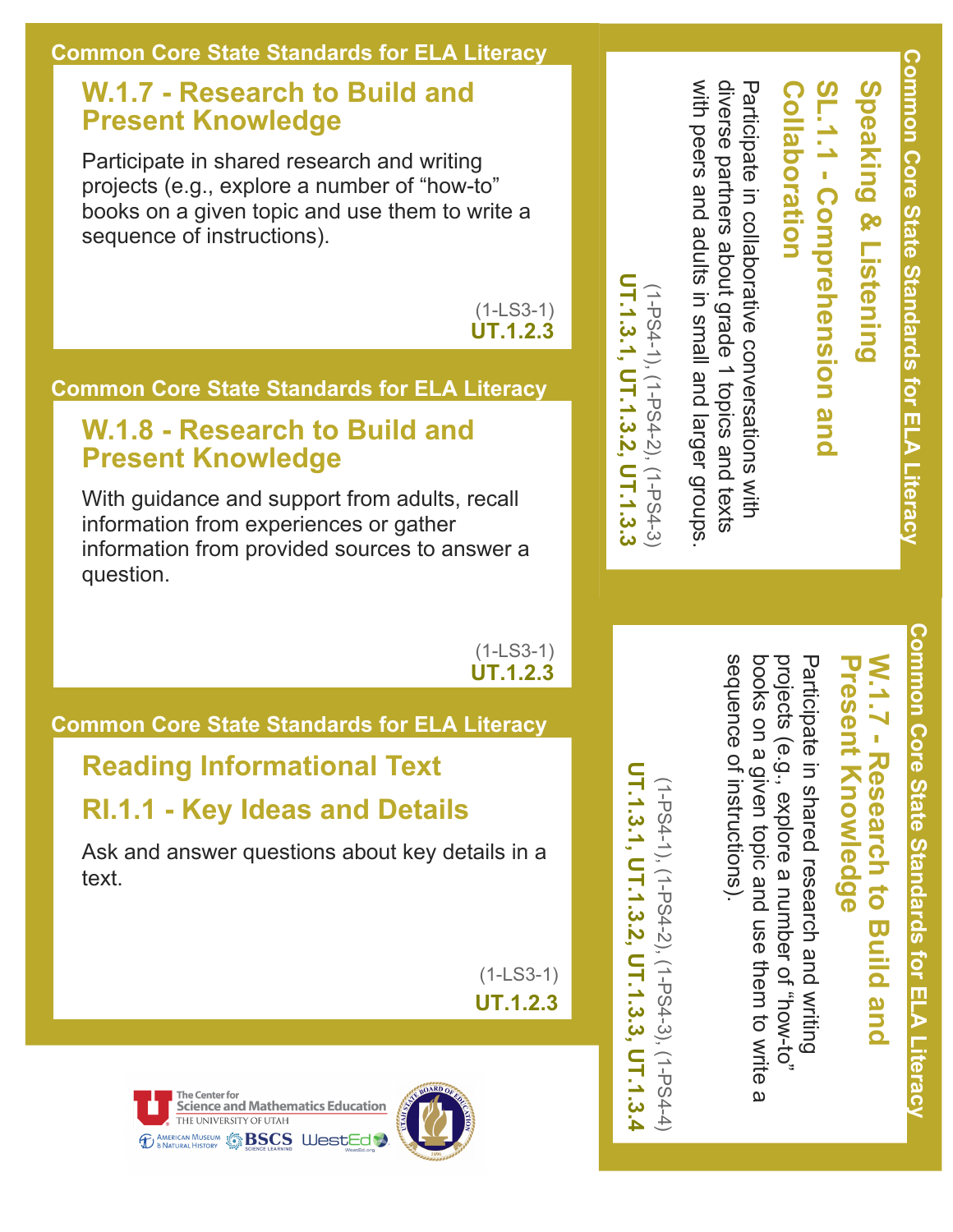Common Core State Standards for ELA Literacy

## W.1.7 - Research to Build and Present Knowledge

Participate in shared research and writing projects (e.g., explore a number of "how-to" books on a given topic and use them to write a sequence of instructions).

(1-LS3-1)
**UT.1.2.3**

Common Core State Standards for ELA Literacy

## W.1.8 - Research to Build and Present Knowledge

With guidance and support from adults, recall information from experiences or gather information from provided sources to answer a question.

(1-LS3-1)
**UT.1.2.3**

Common Core State Standards for ELA Literacy

## Reading Informational Text

## RI.1.1 - Key Ideas and Details

Ask and answer questions about key details in a text.

(1-LS3-1)
**UT.1.2.3**

Common Core State Standards for ELA Literacy

## Speaking & Listening

## SL.1.1 - Comprehension and Collaboration

Participate in collaborative conversations with diverse partners about grade 1 topics and texts with peers and adults in small and larger groups.

(1-PS4-1), (1-PS4-2), (1-PS4-3)
**UT.1.3.1, UT.1.3.2, UT.1.3.3**

Common Core State Standards for ELA Literacy

## W.1.7 - Research to Build and Present Knowledge

Participate in shared research and writing projects (e.g., explore a number of "how-to" books on a given topic and use them to write a sequence of instructions).

(1-PS4-1), (1-PS4-2), (1-PS4-3), (1-PS4-4)
**UT.1.3.1, UT.1.3.2, UT.1.3.3, UT.1.3.4**

The Center for Science and Mathematics Education, The University of Utah
American Museum of Natural History · BSCS Science Learning · WestEd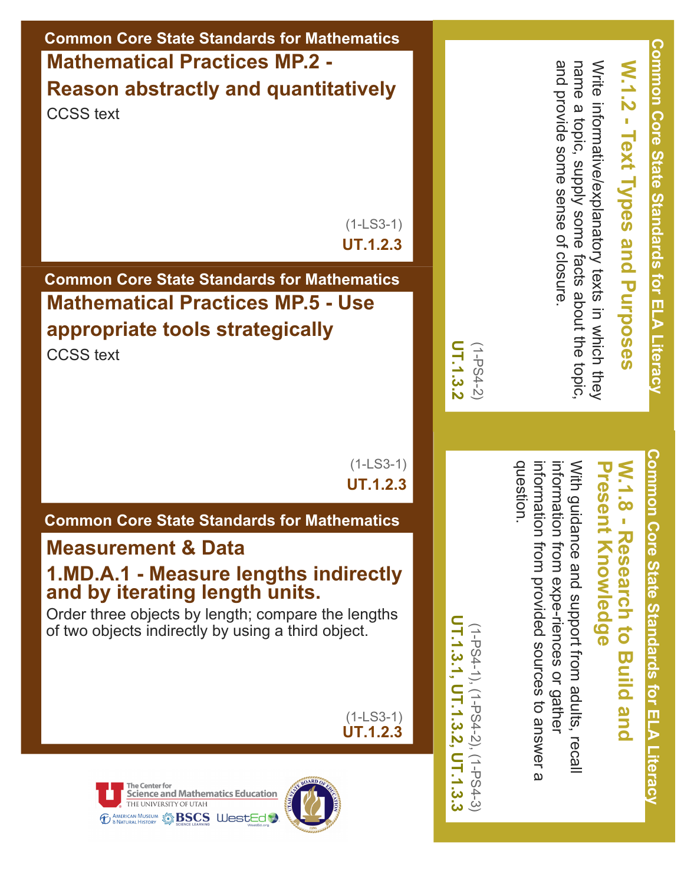Common Core State Standards for Mathematics

## Mathematical Practices MP.2 - Reason abstractly and quantitatively

CCSS text

(1-LS3-1)

**UT.1.2.3**

Common Core State Standards for Mathematics

## Mathematical Practices MP.5 - Use appropriate tools strategically

CCSS text

(1-LS3-1)

**UT.1.2.3**

Common Core State Standards for Mathematics

## Measurement & Data

## 1.MD.A.1 - Measure lengths indirectly and by iterating length units.

Order three objects by length; compare the lengths of two objects indirectly by using a third object.

(1-LS3-1)

**UT.1.2.3**

Common Core State Standards for ELA Literacy

## W.1.2 - Text Types and Purposes

Write informative/explanatory texts in which they name a topic, supply some facts about the topic, and provide some sense of closure.

(1-PS4-2)

**UT.1.3.2**

Common Core State Standards for ELA Literacy

## W.1.8 - Research to Build and Present Knowledge

With guidance and support from adults, recall information from expe-riences or gather information from provided sources to answer a question.

(1-PS4-1), (1-PS4-2), (1-PS4-3)

**UT.1.3.1, UT.1.3.2, UT.1.3.3**

The Center for Science and Mathematics Education, The University of Utah

American Museum & Natural History · BSCS Science Learning · WestEd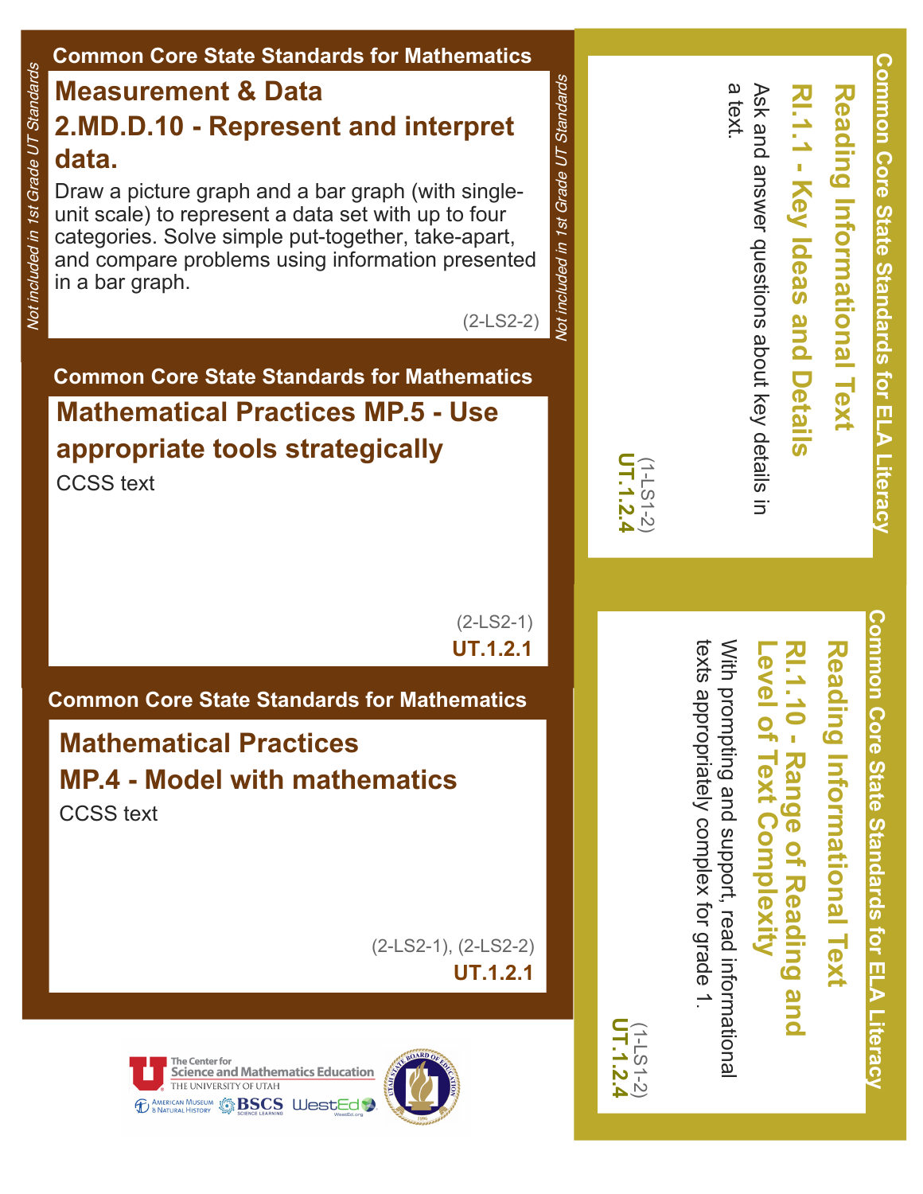*Not included in 1st Grade UT Standards*

## Common Core State Standards for Mathematics

### Measurement & Data

### 2.MD.D.10 - Represent and interpret data.

Draw a picture graph and a bar graph (with single-unit scale) to represent a data set with up to four categories. Solve simple put-together, take-apart, and compare problems using information presented in a bar graph.

(2-LS2-2)

*Not included in 1st Grade UT Standards*

## Common Core State Standards for Mathematics

### Mathematical Practices MP.5 - Use appropriate tools strategically

CCSS text

(2-LS2-1)

**UT.1.2.1**

## Common Core State Standards for Mathematics

### Mathematical Practices

### MP.4 - Model with mathematics

CCSS text

(2-LS2-1), (2-LS2-2)

**UT.1.2.1**

## Common Core State Standards for ELA Literacy

### Reading Informational Text

### RI.1.1 - Key Ideas and Details

Ask and answer questions about key details in a text.

(1-LS1-2)

**UT.1.2.4**

## Common Core State Standards for ELA Literacy

### Reading Informational Text

### RI.1.10 - Range of Reading and Level of Text Complexity

With prompting and support, read informational texts appropriately complex for grade 1.

(1-LS1-2)

**UT.1.2.4**

The Center for Science and Mathematics Education, The University of Utah · American Museum & Natural History · BSCS Science Learning · WestEd · Utah State Board of Education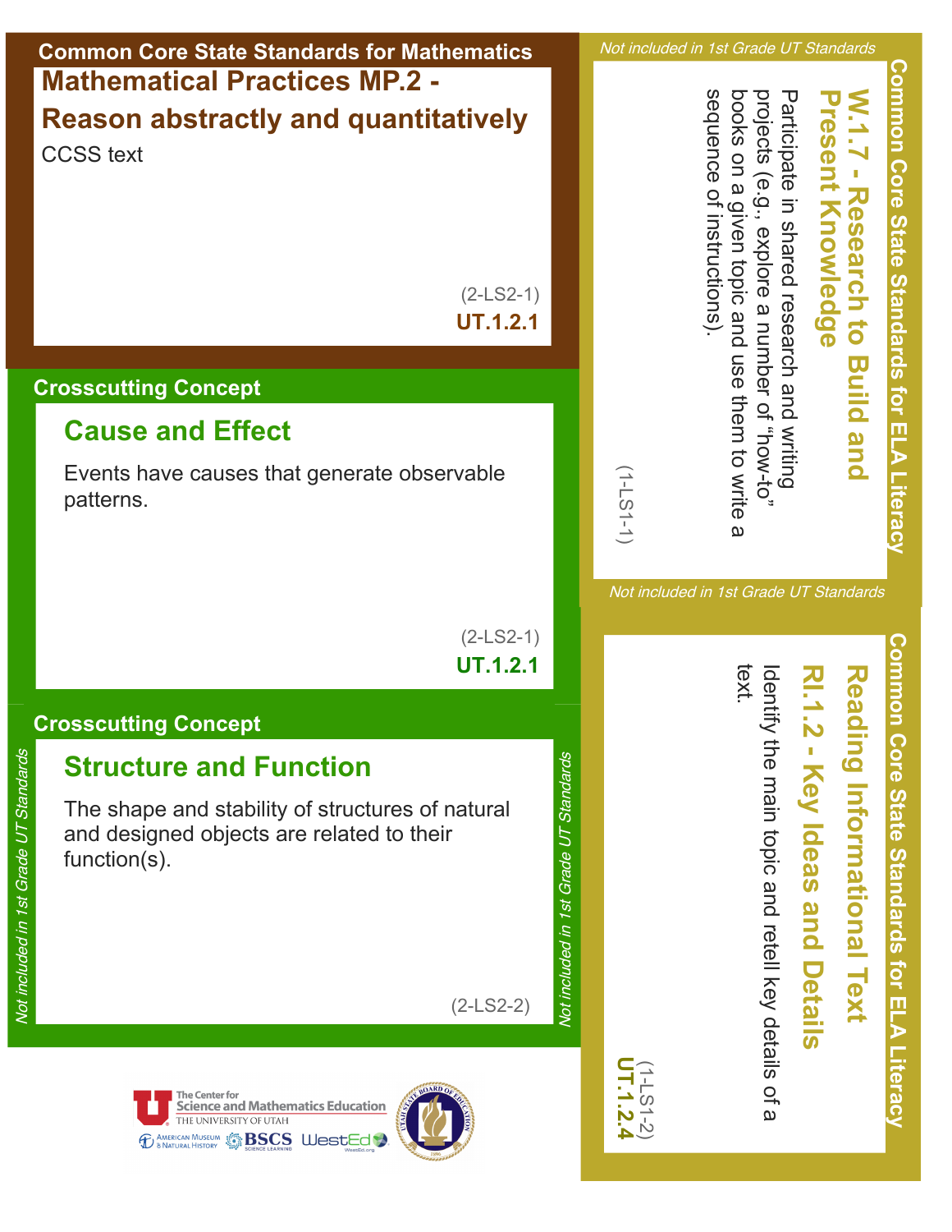## Common Core State Standards for Mathematics

### Mathematical Practices MP.2 - Reason abstractly and quantitatively

CCSS text

(2-LS2-1)

**UT.1.2.1**

## Crosscutting Concept

### Cause and Effect

Events have causes that generate observable patterns.

(2-LS2-1)

**UT.1.2.1**

## Crosscutting Concept

### Structure and Function

The shape and stability of structures of natural and designed objects are related to their function(s).

(2-LS2-2)

*Not included in 1st Grade UT Standards*

*Not included in 1st Grade UT Standards*

## Common Core State Standards for ELA Literacy

### W.1.7 - Research to Build and Present Knowledge

Participate in shared research and writing projects (e.g., explore a number of "how-to" books on a given topic and use them to write a sequence of instructions).

(1-LS1-1)

*Not included in 1st Grade UT Standards*

## Common Core State Standards for ELA Literacy

### Reading Informational Text RI.1.2 - Key Ideas and Details

Identify the main topic and retell key details of a text.

(1-LS1-2)

**UT.1.2.4**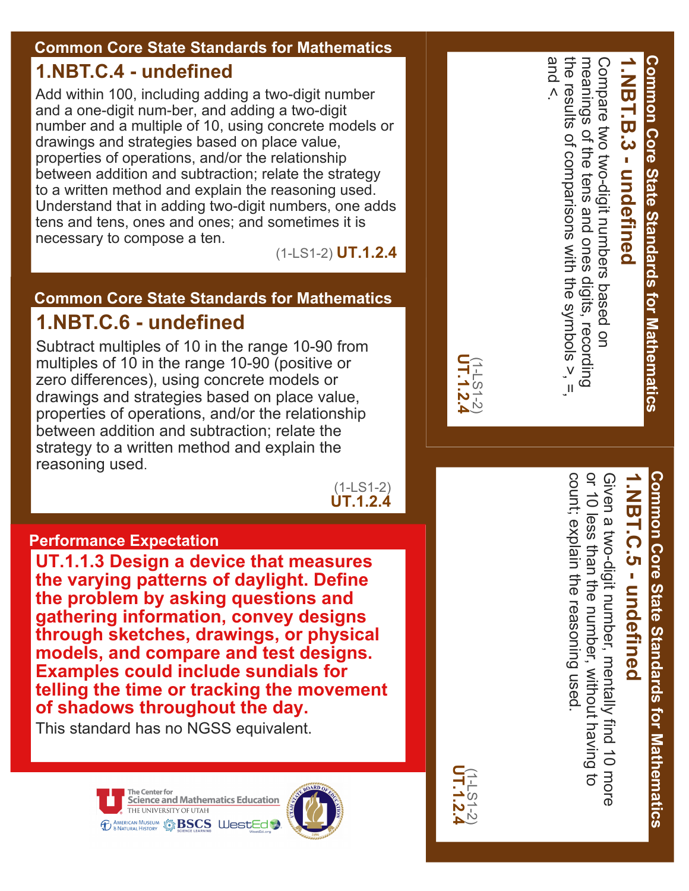Common Core State Standards for Mathematics

## 1.NBT.C.4 - undefined

Add within 100, including adding a two-digit number and a one-digit num-ber, and adding a two-digit number and a multiple of 10, using concrete models or drawings and strategies based on place value, properties of operations, and/or the relationship between addition and subtraction; relate the strategy to a written method and explain the reasoning used. Understand that in adding two-digit numbers, one adds tens and tens, ones and ones; and sometimes it is necessary to compose a ten.

(1-LS1-2) **UT.1.2.4**

Common Core State Standards for Mathematics

## 1.NBT.C.6 - undefined

Subtract multiples of 10 in the range 10-90 from multiples of 10 in the range 10-90 (positive or zero differences), using concrete models or drawings and strategies based on place value, properties of operations, and/or the relationship between addition and subtraction; relate the strategy to a written method and explain the reasoning used.

(1-LS1-2) **UT.1.2.4**

Performance Expectation

**UT.1.1.3 Design a device that measures the varying patterns of daylight. Define the problem by asking questions and gathering information, convey designs through sketches, drawings, or physical models, and compare and test designs. Examples could include sundials for telling the time or tracking the movement of shadows throughout the day.**

This standard has no NGSS equivalent.

Common Core State Standards for Mathematics

## 1.NBT.B.3 - undefined

Compare two two-digit numbers based on meanings of the tens and ones digits, recording the results of comparisons with the symbols >, =, and <.

(1-LS1-2) **UT.1.2.4**

Common Core State Standards for Mathematics

## 1.NBT.C.5 - undefined

Given a two-digit number, mentally find 10 more or 10 less than the number, without having to count; explain the reasoning used.

(1-LS1-2) **UT.1.2.4**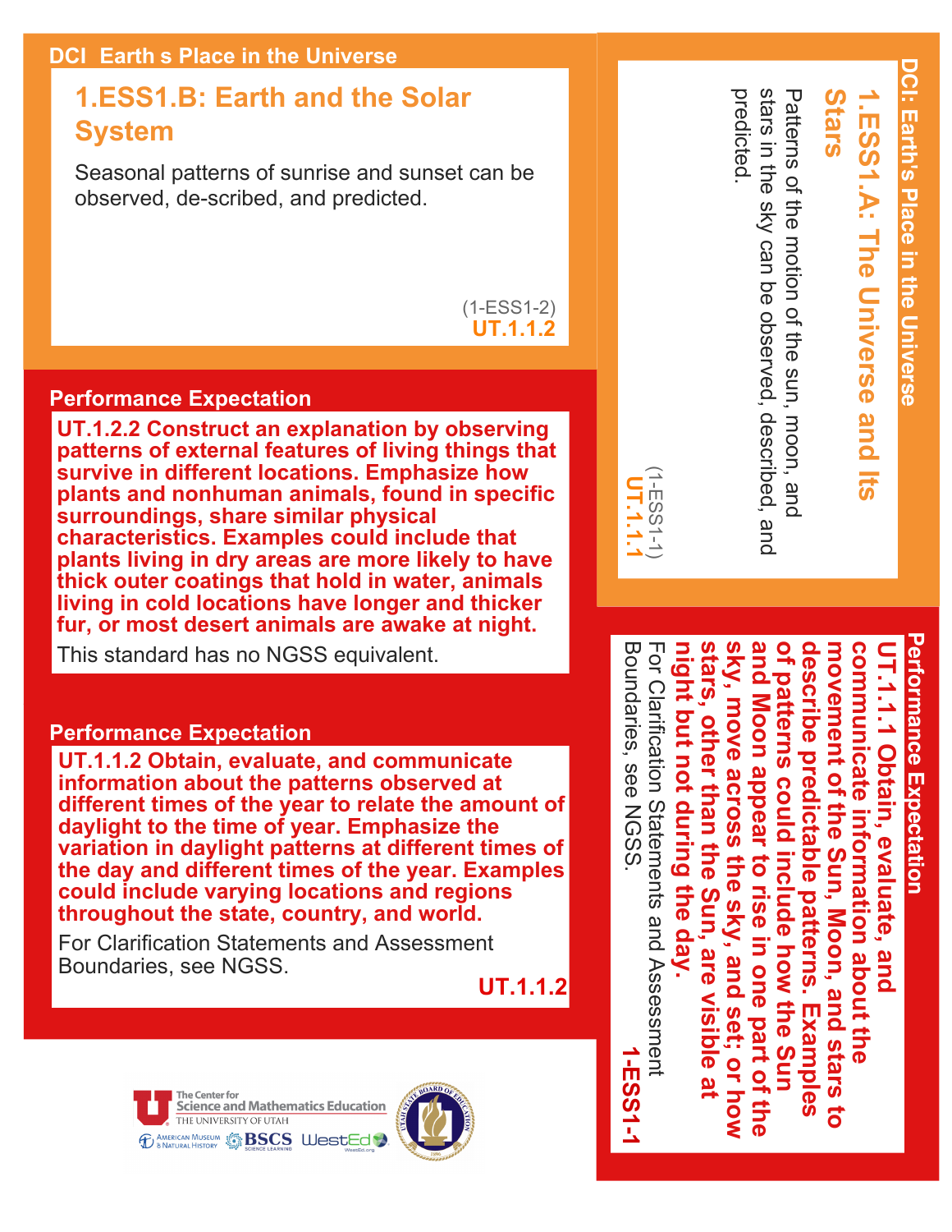## DCI Earth s Place in the Universe

### 1.ESS1.B: Earth and the Solar System

Seasonal patterns of sunrise and sunset can be observed, de-scribed, and predicted.

(1-ESS1-2)
**UT.1.1.2**

## Performance Expectation

**UT.1.2.2 Construct an explanation by observing patterns of external features of living things that survive in different locations. Emphasize how plants and nonhuman animals, found in specific surroundings, share similar physical characteristics. Examples could include that plants living in dry areas are more likely to have thick outer coatings that hold in water, animals living in cold locations have longer and thicker fur, or most desert animals are awake at night.**

This standard has no NGSS equivalent.

## Performance Expectation

**UT.1.1.2 Obtain, evaluate, and communicate information about the patterns observed at different times of the year to relate the amount of daylight to the time of year. Emphasize the variation in daylight patterns at different times of the day and different times of the year. Examples could include varying locations and regions throughout the state, country, and world.**

For Clarification Statements and Assessment Boundaries, see NGSS.

**UT.1.1.2**

## DCI: Earth's Place in the Universe

### 1.ESS1.A: The Universe and Its Stars

Patterns of the motion of the sun, moon, and stars in the sky can be observed, described, and predicted.

(1-ESS1-1)
**UT.1.1.1**

## Performance Expectation

**UT.1.1.1 Obtain, evaluate, and communicate information about the movement of the Sun, Moon, and stars to describe predictable patterns. Examples of patterns could include how the Sun and Moon appear to rise in one part of the sky, move across the sky, and set; or how stars, other than the Sun, are visible at night but not during the day.**

For Clarification Statements and Assessment Boundaries, see NGSS.

**1-ESS1-1**

The Center for Science and Mathematics Education, The University of Utah
American Museum of Natural History | BSCS Science Learning | WestEd